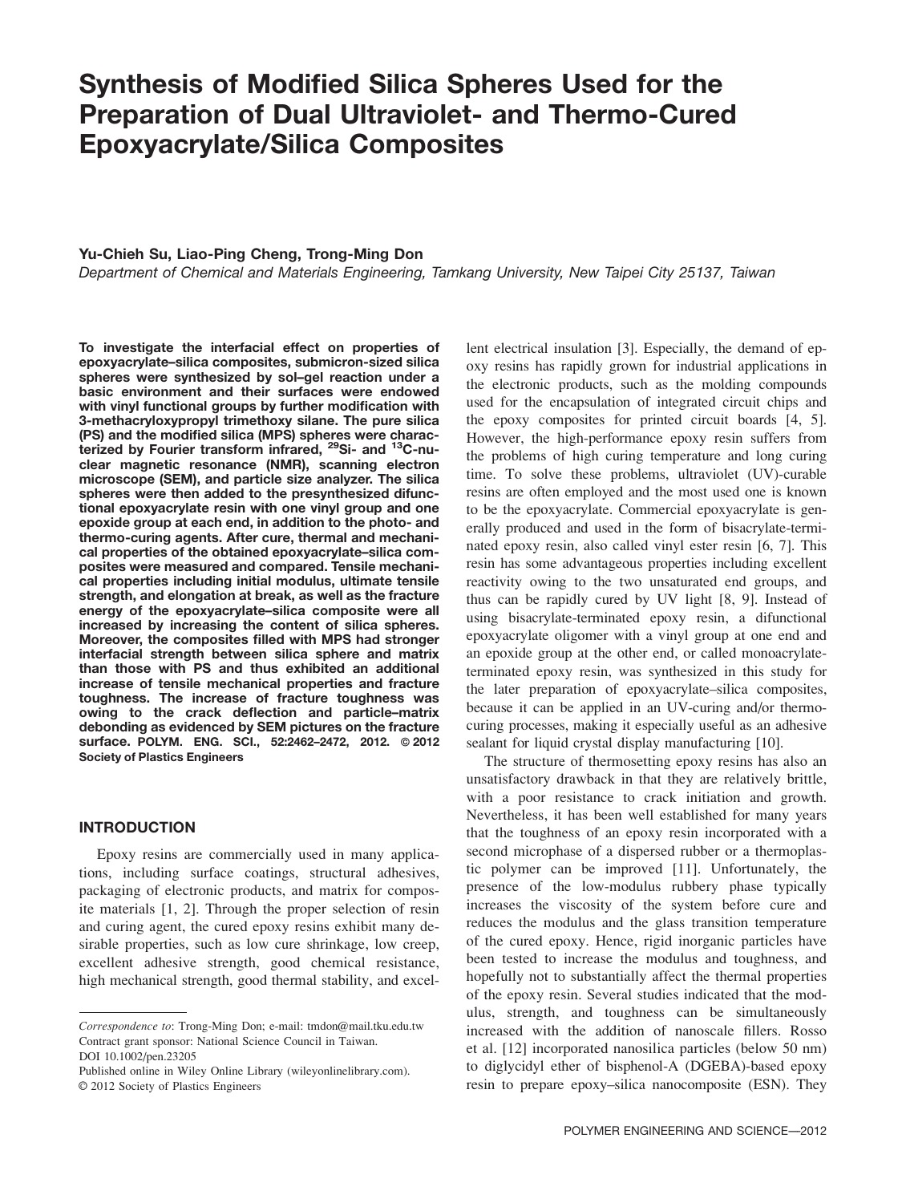# Synthesis of Modified Silica Spheres Used for the Preparation of Dual Ultraviolet- and Thermo-Cured Epoxyacrylate/Silica Composites

**Yu-Chieh Su, Liao-Ping Cheng, Trong-Ming Don**

*Department of Chemical and Materials Engineering, Tamkang University, New Taipei City 25137, Taiwan*

**To investigate the interfacial effect on properties of epoxyacrylate–silica composites, submicron-sized silica spheres were synthesized by sol–gel reaction under a basic environment and their surfaces were endowed with vinyl functional groups by further modification with 3-methacryloxypropyl trimethoxy silane. The pure silica (PS) and the modified silica (MPS) spheres were characterized by Fourier transform infrared, $^{29}$Si- and $^{13}$C-nuclear magnetic resonance (NMR), scanning electron microscope (SEM), and particle size analyzer. The silica spheres were then added to the presynthesized difunctional epoxyacrylate resin with one vinyl group and one epoxide group at each end, in addition to the photo- and thermo-curing agents. After cure, thermal and mechanical properties of the obtained epoxyacrylate–silica composites were measured and compared. Tensile mechanical properties including initial modulus, ultimate tensile strength, and elongation at break, as well as the fracture energy of the epoxyacrylate–silica composite were all increased by increasing the content of silica spheres. Moreover, the composites filled with MPS had stronger interfacial strength between silica sphere and matrix than those with PS and thus exhibited an additional increase of tensile mechanical properties and fracture toughness. The increase of fracture toughness was owing to the crack deflection and particle–matrix debonding as evidenced by SEM pictures on the fracture surface. POLYM. ENG. SCI., 52:2462–2472, 2012. © 2012 Society of Plastics Engineers**

## INTRODUCTION

Epoxy resins are commercially used in many applications, including surface coatings, structural adhesives, packaging of electronic products, and matrix for composite materials [1, 2]. Through the proper selection of resin and curing agent, the cured epoxy resins exhibit many desirable properties, such as low cure shrinkage, low creep, excellent adhesive strength, good chemical resistance, high mechanical strength, good thermal stability, and excellent electrical insulation [3]. Especially, the demand of epoxy resins has rapidly grown for industrial applications in the electronic products, such as the molding compounds used for the encapsulation of integrated circuit chips and the epoxy composites for printed circuit boards [4, 5]. However, the high-performance epoxy resin suffers from the problems of high curing temperature and long curing time. To solve these problems, ultraviolet (UV)-curable resins are often employed and the most used one is known to be the epoxyacrylate. Commercial epoxyacrylate is generally produced and used in the form of bisacrylate-terminated epoxy resin, also called vinyl ester resin [6, 7]. This resin has some advantageous properties including excellent reactivity owing to the two unsaturated end groups, and thus can be rapidly cured by UV light [8, 9]. Instead of using bisacrylate-terminated epoxy resin, a difunctional epoxyacrylate oligomer with a vinyl group at one end and an epoxide group at the other end, or called monoacrylate-terminated epoxy resin, was synthesized in this study for the later preparation of epoxyacrylate–silica composites, because it can be applied in an UV-curing and/or thermo-curing processes, making it especially useful as an adhesive sealant for liquid crystal display manufacturing [10].

The structure of thermosetting epoxy resins has also an unsatisfactory drawback in that they are relatively brittle, with a poor resistance to crack initiation and growth. Nevertheless, it has been well established for many years that the toughness of an epoxy resin incorporated with a second microphase of a dispersed rubber or a thermoplastic polymer can be improved [11]. Unfortunately, the presence of the low-modulus rubbery phase typically increases the viscosity of the system before cure and reduces the modulus and the glass transition temperature of the cured epoxy. Hence, rigid inorganic particles have been tested to increase the modulus and toughness, and hopefully not to substantially affect the thermal properties of the epoxy resin. Several studies indicated that the modulus, strength, and toughness can be simultaneously increased with the addition of nanoscale fillers. Rosso et al. [12] incorporated nanosilica particles (below 50 nm) to diglycidyl ether of bisphenol-A (DGEBA)-based epoxy resin to prepare epoxy–silica nanocomposite (ESN). They

---

*Correspondence to*: Trong-Ming Don; e-mail: tmdon@mail.tku.edu.tw
Contract grant sponsor: National Science Council in Taiwan.
DOI 10.1002/pen.23205
Published online in Wiley Online Library (wileyonlinelibrary.com).
© 2012 Society of Plastics Engineers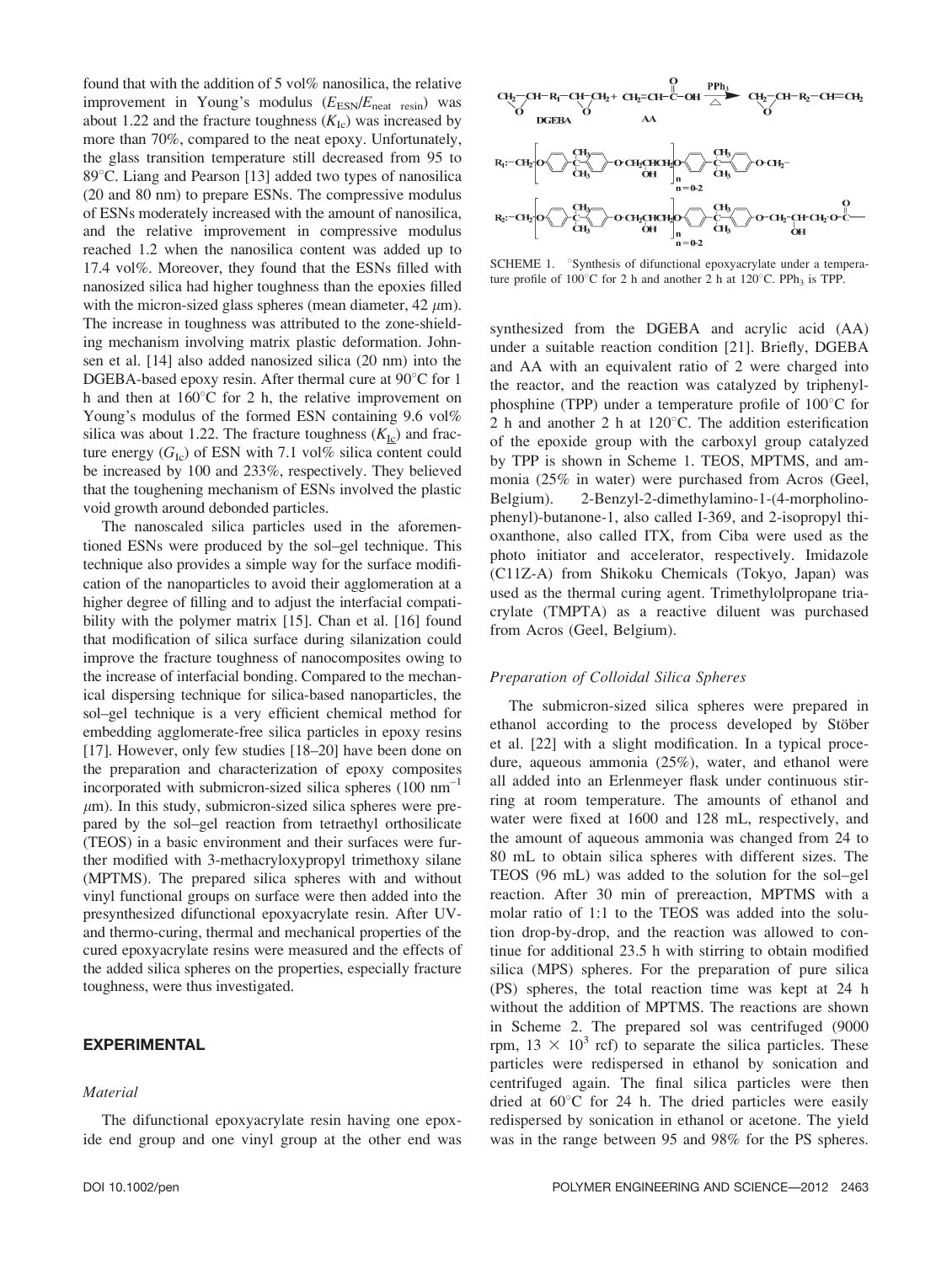found that with the addition of 5 vol% nanosilica, the relative improvement in Young's modulus ($E_{ESN}/E_{neat\ resin}$) was about 1.22 and the fracture toughness ($K_{Ic}$) was increased by more than 70%, compared to the neat epoxy. Unfortunately, the glass transition temperature still decreased from 95 to 89°C. Liang and Pearson [13] added two types of nanosilica (20 and 80 nm) to prepare ESNs. The compressive modulus of ESNs moderately increased with the amount of nanosilica, and the relative improvement in compressive modulus reached 1.2 when the nanosilica content was added up to 17.4 vol%. Moreover, they found that the ESNs filled with nanosized silica had higher toughness than the epoxies filled with the micron-sized glass spheres (mean diameter, 42 μm). The increase in toughness was attributed to the zone-shielding mechanism involving matrix plastic deformation. Johnsen et al. [14] also added nanosized silica (20 nm) into the DGEBA-based epoxy resin. After thermal cure at 90°C for 1 h and then at 160°C for 2 h, the relative improvement on Young's modulus of the formed ESN containing 9.6 vol% silica was about 1.22. The fracture toughness ($K_{Ic}$) and fracture energy ($G_{Ic}$) of ESN with 7.1 vol% silica content could be increased by 100 and 233%, respectively. They believed that the toughening mechanism of ESNs involved the plastic void growth around debonded particles.

The nanoscaled silica particles used in the aforementioned ESNs were produced by the sol–gel technique. This technique also provides a simple way for the surface modification of the nanoparticles to avoid their agglomeration at a higher degree of filling and to adjust the interfacial compatibility with the polymer matrix [15]. Chan et al. [16] found that modification of silica surface during silanization could improve the fracture toughness of nanocomposites owing to the increase of interfacial bonding. Compared to the mechanical dispersing technique for silica-based nanoparticles, the sol–gel technique is a very efficient chemical method for embedding agglomerate-free silica particles in epoxy resins [17]. However, only few studies [18–20] have been done on the preparation and characterization of epoxy composites incorporated with submicron-sized silica spheres (100 nm–1 μm). In this study, submicron-sized silica spheres were prepared by the sol–gel reaction from tetraethyl orthosilicate (TEOS) in a basic environment and their surfaces were further modified with 3-methacryloxypropyl trimethoxy silane (MPTMS). The prepared silica spheres with and without vinyl functional groups on surface were then added into the presynthesized difunctional epoxyacrylate resin. After UV- and thermo-curing, thermal and mechanical properties of the cured epoxyacrylate resins were measured and the effects of the added silica spheres on the properties, especially fracture toughness, were thus investigated.

## EXPERIMENTAL

### *Material*

The difunctional epoxyacrylate resin having one epoxide end group and one vinyl group at the other end was synthesized from the DGEBA and acrylic acid (AA) under a suitable reaction condition [21]. Briefly, DGEBA and AA with an equivalent ratio of 2 were charged into the reactor, and the reaction was catalyzed by triphenylphosphine (TPP) under a temperature profile of 100°C for 2 h and another 2 h at 120°C. The addition esterification of the epoxide group with the carboxyl group catalyzed by TPP is shown in Scheme 1. TEOS, MPTMS, and ammonia (25% in water) were purchased from Acros (Geel, Belgium). 2-Benzyl-2-dimethylamino-1-(4-morpholinophenyl)-butanone-1, also called I-369, and 2-isopropyl thioxanthone, also called ITX, from Ciba were used as the photo initiator and accelerator, respectively. Imidazole (C11Z-A) from Shikoku Chemicals (Tokyo, Japan) was used as the thermal curing agent. Trimethylolpropane triacrylate (TMPTA) as a reactive diluent was purchased from Acros (Geel, Belgium).

SCHEME 1. °Synthesis of difunctional epoxyacrylate under a temperature profile of 100°C for 2 h and another 2 h at 120°C. $PPh_3$ is TPP.

### *Preparation of Colloidal Silica Spheres*

The submicron-sized silica spheres were prepared in ethanol according to the process developed by Stöber et al. [22] with a slight modification. In a typical procedure, aqueous ammonia (25%), water, and ethanol were all added into an Erlenmeyer flask under continuous stirring at room temperature. The amounts of ethanol and water were fixed at 1600 and 128 mL, respectively, and the amount of aqueous ammonia was changed from 24 to 80 mL to obtain silica spheres with different sizes. The TEOS (96 mL) was added to the solution for the sol–gel reaction. After 30 min of prereaction, MPTMS with a molar ratio of 1:1 to the TEOS was added into the solution drop-by-drop, and the reaction was allowed to continue for additional 23.5 h with stirring to obtain modified silica (MPS) spheres. For the preparation of pure silica (PS) spheres, the total reaction time was kept at 24 h without the addition of MPTMS. The reactions are shown in Scheme 2. The prepared sol was centrifuged (9000 rpm, $13 \times 10^3$ rcf) to separate the silica particles. These particles were redispersed in ethanol by sonication and centrifuged again. The final silica particles were then dried at 60°C for 24 h. The dried particles were easily redispersed by sonication in ethanol or acetone. The yield was in the range between 95 and 98% for the PS spheres.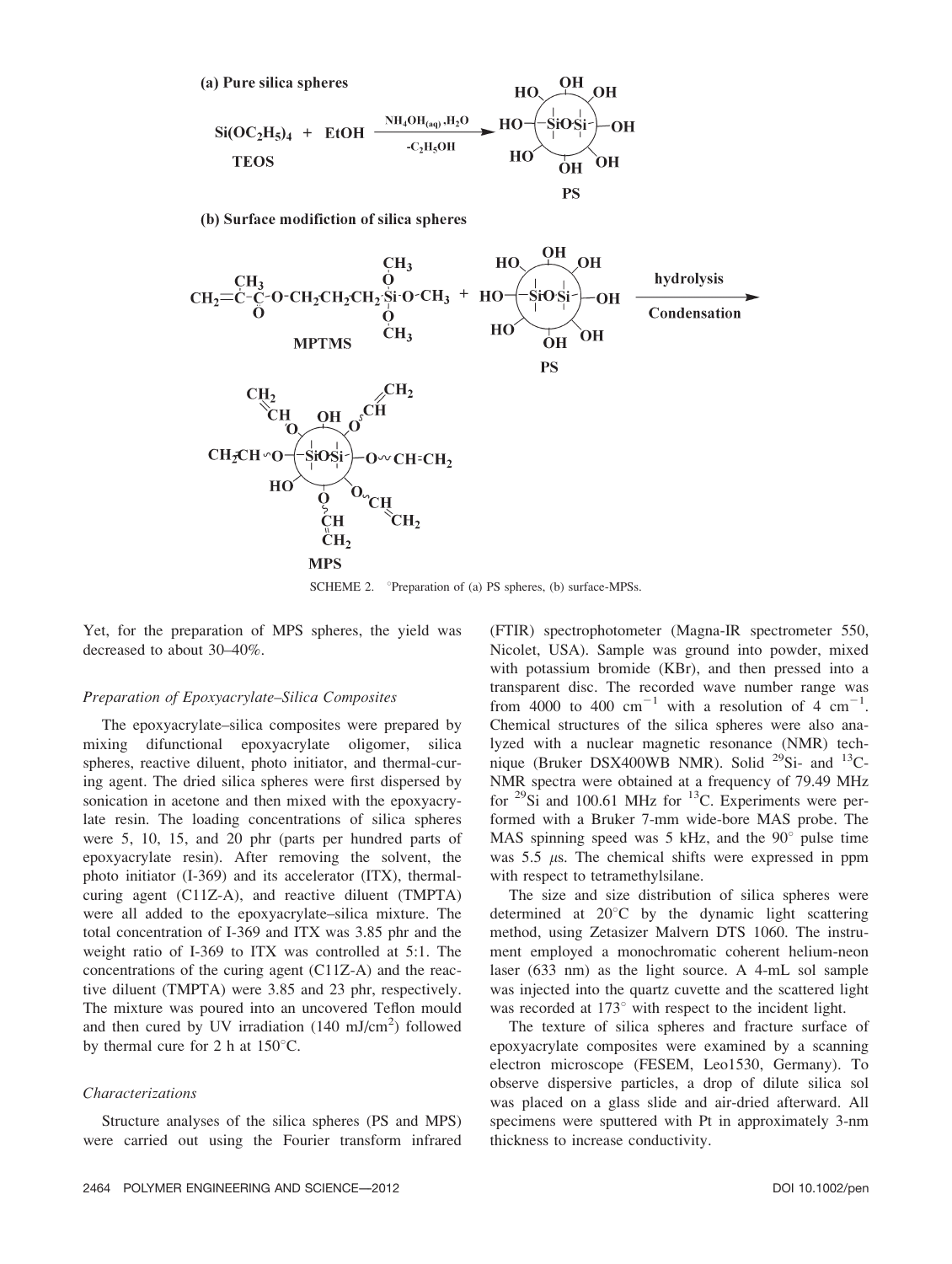SCHEME 2. °Preparation of (a) PS spheres, (b) surface-MPSs.

Yet, for the preparation of MPS spheres, the yield was decreased to about 30–40%.

### *Preparation of Epoxyacrylate–Silica Composites*

The epoxyacrylate–silica composites were prepared by mixing difunctional epoxyacrylate oligomer, silica spheres, reactive diluent, photo initiator, and thermal-curing agent. The dried silica spheres were first dispersed by sonication in acetone and then mixed with the epoxyacrylate resin. The loading concentrations of silica spheres were 5, 10, 15, and 20 phr (parts per hundred parts of epoxyacrylate resin). After removing the solvent, the photo initiator (I-369) and its accelerator (ITX), thermal-curing agent (C11Z-A), and reactive diluent (TMPTA) were all added to the epoxyacrylate–silica mixture. The total concentration of I-369 and ITX was 3.85 phr and the weight ratio of I-369 to ITX was controlled at 5:1. The concentrations of the curing agent (C11Z-A) and the reactive diluent (TMPTA) were 3.85 and 23 phr, respectively. The mixture was poured into an uncovered Teflon mould and then cured by UV irradiation (140 mJ/cm$^2$) followed by thermal cure for 2 h at 150°C.

### *Characterizations*

Structure analyses of the silica spheres (PS and MPS) were carried out using the Fourier transform infrared (FTIR) spectrophotometer (Magna-IR spectrometer 550, Nicolet, USA). Sample was ground into powder, mixed with potassium bromide (KBr), and then pressed into a transparent disc. The recorded wave number range was from 4000 to 400 cm$^{-1}$ with a resolution of 4 cm$^{-1}$. Chemical structures of the silica spheres were also analyzed with a nuclear magnetic resonance (NMR) technique (Bruker DSX400WB NMR). Solid $^{29}$Si- and $^{13}$C-NMR spectra were obtained at a frequency of 79.49 MHz for $^{29}$Si and 100.61 MHz for $^{13}$C. Experiments were performed with a Bruker 7-mm wide-bore MAS probe. The MAS spinning speed was 5 kHz, and the 90° pulse time was 5.5 $\mu$s. The chemical shifts were expressed in ppm with respect to tetramethylsilane.

The size and size distribution of silica spheres were determined at 20°C by the dynamic light scattering method, using Zetasizer Malvern DTS 1060. The instrument employed a monochromatic coherent helium-neon laser (633 nm) as the light source. A 4-mL sol sample was injected into the quartz cuvette and the scattered light was recorded at 173° with respect to the incident light.

The texture of silica spheres and fracture surface of epoxyacrylate composites were examined by a scanning electron microscope (FESEM, Leo1530, Germany). To observe dispersive particles, a drop of dilute silica sol was placed on a glass slide and air-dried afterward. All specimens were sputtered with Pt in approximately 3-nm thickness to increase conductivity.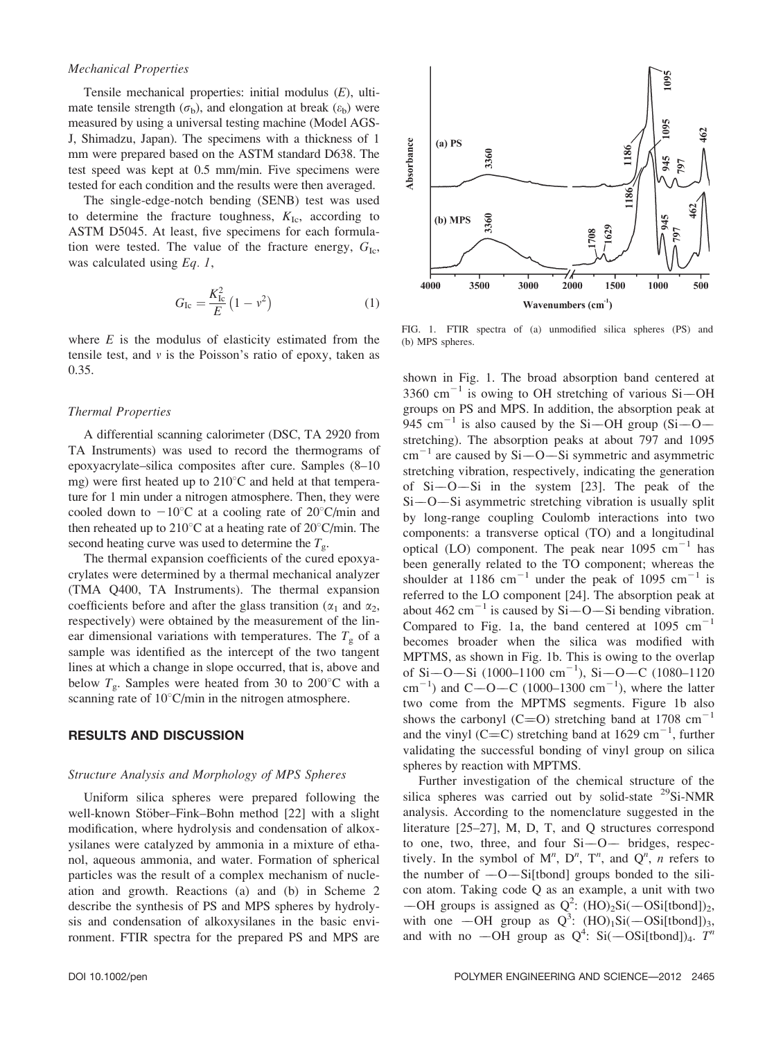*Mechanical Properties*

Tensile mechanical properties: initial modulus ($E$), ultimate tensile strength ($\sigma_b$), and elongation at break ($\varepsilon_b$) were measured by using a universal testing machine (Model AGS-J, Shimadzu, Japan). The specimens with a thickness of 1 mm were prepared based on the ASTM standard D638. The test speed was kept at 0.5 mm/min. Five specimens were tested for each condition and the results were then averaged.

The single-edge-notch bending (SENB) test was used to determine the fracture toughness, $K_{Ic}$, according to ASTM D5045. At least, five specimens for each formulation were tested. The value of the fracture energy, $G_{Ic}$, was calculated using *Eq. 1*,

$$G_{Ic} = \frac{K_{Ic}^2}{E}\left(1 - v^2\right) \quad (1)$$

where $E$ is the modulus of elasticity estimated from the tensile test, and $v$ is the Poisson's ratio of epoxy, taken as 0.35.

*Thermal Properties*

A differential scanning calorimeter (DSC, TA 2920 from TA Instruments) was used to record the thermograms of epoxyacrylate–silica composites after cure. Samples (8–10 mg) were first heated up to 210°C and held at that temperature for 1 min under a nitrogen atmosphere. Then, they were cooled down to −10°C at a cooling rate of 20°C/min and then reheated up to 210°C at a heating rate of 20°C/min. The second heating curve was used to determine the $T_g$.

The thermal expansion coefficients of the cured epoxyacrylates were determined by a thermal mechanical analyzer (TMA Q400, TA Instruments). The thermal expansion coefficients before and after the glass transition ($\alpha_1$ and $\alpha_2$, respectively) were obtained by the measurement of the linear dimensional variations with temperatures. The $T_g$ of a sample was identified as the intercept of the two tangent lines at which a change in slope occurred, that is, above and below $T_g$. Samples were heated from 30 to 200°C with a scanning rate of 10°C/min in the nitrogen atmosphere.

## RESULTS AND DISCUSSION

*Structure Analysis and Morphology of MPS Spheres*

Uniform silica spheres were prepared following the well-known Stöber–Fink–Bohn method [22] with a slight modification, where hydrolysis and condensation of alkoxysilanes were catalyzed by ammonia in a mixture of ethanol, aqueous ammonia, and water. Formation of spherical particles was the result of a complex mechanism of nucleation and growth. Reactions (a) and (b) in Scheme 2 describe the synthesis of PS and MPS spheres by hydrolysis and condensation of alkoxysilanes in the basic environment. FTIR spectra for the prepared PS and MPS are shown in Fig. 1. The broad absorption band centered at 3360 $cm^{-1}$ is owing to OH stretching of various Si—OH groups on PS and MPS. In addition, the absorption peak at 945 $cm^{-1}$ is also caused by the Si—OH group (Si—O—stretching). The absorption peaks at about 797 and 1095 $cm^{-1}$ are caused by Si—O—Si symmetric and asymmetric stretching vibration, respectively, indicating the generation of Si—O—Si in the system [23]. The peak of the Si—O—Si asymmetric stretching vibration is usually split by long-range coupling Coulomb interactions into two components: a transverse optical (TO) and a longitudinal optical (LO) component. The peak near 1095 $cm^{-1}$ has been generally related to the TO component; whereas the shoulder at 1186 $cm^{-1}$ under the peak of 1095 $cm^{-1}$ is referred to the LO component [24]. The absorption peak at about 462 $cm^{-1}$ is caused by Si—O—Si bending vibration. Compared to Fig. 1a, the band centered at 1095 $cm^{-1}$ becomes broader when the silica was modified with MPTMS, as shown in Fig. 1b. This is owing to the overlap of Si—O—Si (1000–1100 $cm^{-1}$), Si—O—C (1080–1120 $cm^{-1}$) and C—O—C (1000–1300 $cm^{-1}$), where the latter two come from the MPTMS segments. Figure 1b also shows the carbonyl (C=O) stretching band at 1708 $cm^{-1}$ and the vinyl (C=C) stretching band at 1629 $cm^{-1}$, further validating the successful bonding of vinyl group on silica spheres by reaction with MPTMS.

FIG. 1. FTIR spectra of (a) unmodified silica spheres (PS) and (b) MPS spheres.

Further investigation of the chemical structure of the silica spheres was carried out by solid-state $^{29}$Si-NMR analysis. According to the nomenclature suggested in the literature [25–27], M, D, T, and Q structures correspond to one, two, three, and four Si—O— bridges, respectively. In the symbol of $M^n$, $D^n$, $T^n$, and $Q^n$, $n$ refers to the number of —O—Si[tbond] groups bonded to the silicon atom. Taking code Q as an example, a unit with two —OH groups is assigned as $Q^2$: $(HO)_2Si(—OSi[tbond])_2$, with one —OH group as $Q^3$: $(HO)_1Si(—OSi[tbond])_3$, and with no —OH group as $Q^4$: $Si(—OSi[tbond])_4$. $T^n$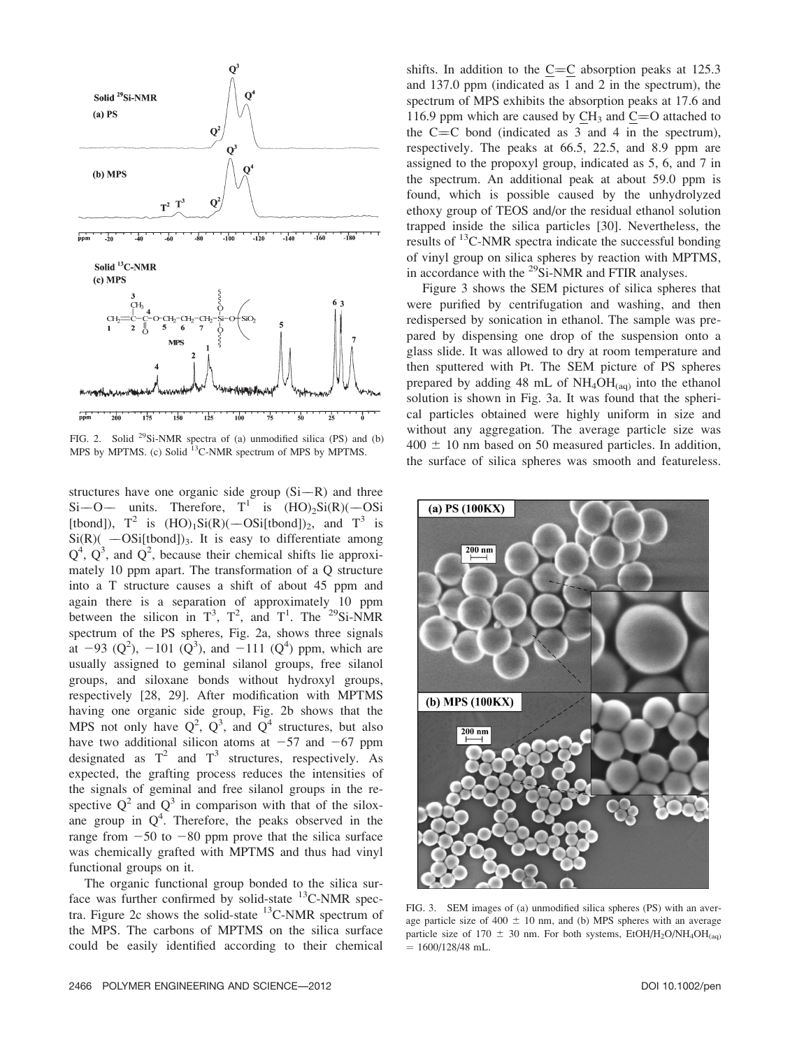FIG. 2. Solid $^{29}$Si-NMR spectra of (a) unmodified silica (PS) and (b) MPS by MPTMS. (c) Solid $^{13}$C-NMR spectrum of MPS by MPTMS.

structures have one organic side group (Si—R) and three Si—O— units. Therefore, $T^1$ is $(HO)_2Si(R)$(—OSi[tbond]), $T^2$ is $(HO)_1Si(R)$(—OSi[tbond])$_2$, and $T^3$ is Si(R)( —OSi[tbond])$_3$. It is easy to differentiate among $Q^4$, $Q^3$, and $Q^2$, because their chemical shifts lie approximately 10 ppm apart. The transformation of a Q structure into a T structure causes a shift of about 45 ppm and again there is a separation of approximately 10 ppm between the silicon in $T^3$, $T^2$, and $T^1$. The $^{29}$Si-NMR spectrum of the PS spheres, Fig. 2a, shows three signals at −93 ($Q^2$), −101 ($Q^3$), and −111 ($Q^4$) ppm, which are usually assigned to geminal silanol groups, free silanol groups, and siloxane bonds without hydroxyl groups, respectively [28, 29]. After modification with MPTMS having one organic side group, Fig. 2b shows that the MPS not only have $Q^2$, $Q^3$, and $Q^4$ structures, but also have two additional silicon atoms at −57 and −67 ppm designated as $T^2$ and $T^3$ structures, respectively. As expected, the grafting process reduces the intensities of the signals of geminal and free silanol groups in the respective $Q^2$ and $Q^3$ in comparison with that of the siloxane group in $Q^4$. Therefore, the peaks observed in the range from −50 to −80 ppm prove that the silica surface was chemically grafted with MPTMS and thus had vinyl functional groups on it.

The organic functional group bonded to the silica surface was further confirmed by solid-state $^{13}$C-NMR spectra. Figure 2c shows the solid-state $^{13}$C-NMR spectrum of the MPS. The carbons of MPTMS on the silica surface could be easily identified according to their chemical shifts. In addition to the C=C absorption peaks at 125.3 and 137.0 ppm (indicated as 1 and 2 in the spectrum), the spectrum of MPS exhibits the absorption peaks at 17.6 and 116.9 ppm which are caused by $CH_3$ and C=O attached to the C=C bond (indicated as 3 and 4 in the spectrum), respectively. The peaks at 66.5, 22.5, and 8.9 ppm are assigned to the propoxyl group, indicated as 5, 6, and 7 in the spectrum. An additional peak at about 59.0 ppm is found, which is possible caused by the unhydrolyzed ethoxy group of TEOS and/or the residual ethanol solution trapped inside the silica particles [30]. Nevertheless, the results of $^{13}$C-NMR spectra indicate the successful bonding of vinyl group on silica spheres by reaction with MPTMS, in accordance with the $^{29}$Si-NMR and FTIR analyses.

Figure 3 shows the SEM pictures of silica spheres that were purified by centrifugation and washing, and then redispersed by sonication in ethanol. The sample was prepared by dispensing one drop of the suspension onto a glass slide. It was allowed to dry at room temperature and then sputtered with Pt. The SEM picture of PS spheres prepared by adding 48 mL of $NH_4OH_{(aq)}$ into the ethanol solution is shown in Fig. 3a. It was found that the spherical particles obtained were highly uniform in size and without any aggregation. The average particle size was 400 ± 10 nm based on 50 measured particles. In addition, the surface of silica spheres was smooth and featureless.

FIG. 3. SEM images of (a) unmodified silica spheres (PS) with an average particle size of 400 ± 10 nm, and (b) MPS spheres with an average particle size of 170 ± 30 nm. For both systems, $EtOH/H_2O/NH_4OH_{(aq)}$ = 1600/128/48 mL.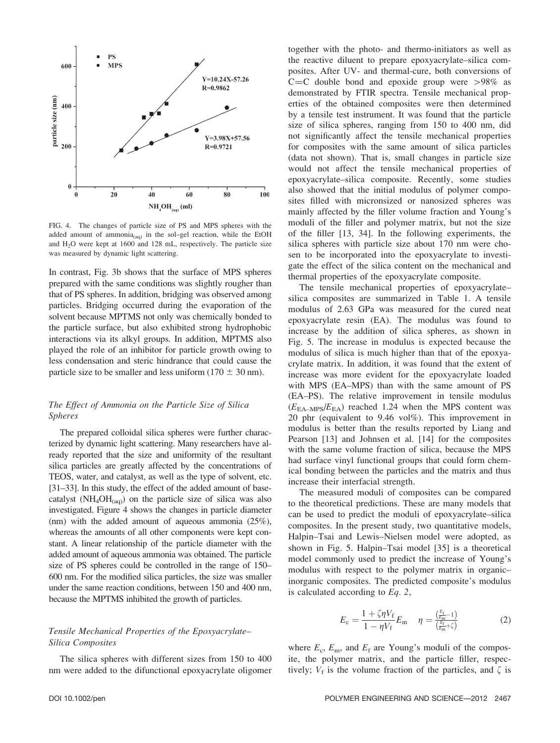FIG. 4. The changes of particle size of PS and MPS spheres with the added amount of ammonia$_{(aq)}$ in the sol–gel reaction, while the EtOH and $H_2O$ were kept at 1600 and 128 mL, respectively. The particle size was measured by dynamic light scattering.

In contrast, Fig. 3b shows that the surface of MPS spheres prepared with the same conditions was slightly rougher than that of PS spheres. In addition, bridging was observed among particles. Bridging occurred during the evaporation of the solvent because MPTMS not only was chemically bonded to the particle surface, but also exhibited strong hydrophobic interactions via its alkyl groups. In addition, MPTMS also played the role of an inhibitor for particle growth owing to less condensation and steric hindrance that could cause the particle size to be smaller and less uniform (170 ± 30 nm).

### The Effect of Ammonia on the Particle Size of Silica Spheres

The prepared colloidal silica spheres were further characterized by dynamic light scattering. Many researchers have already reported that the size and uniformity of the resultant silica particles are greatly affected by the concentrations of TEOS, water, and catalyst, as well as the type of solvent, etc. [31–33]. In this study, the effect of the added amount of base-catalyst ($NH_4OH_{(aq)}$) on the particle size of silica was also investigated. Figure 4 shows the changes in particle diameter (nm) with the added amount of aqueous ammonia (25%), whereas the amounts of all other components were kept constant. A linear relationship of the particle diameter with the added amount of aqueous ammonia was obtained. The particle size of PS spheres could be controlled in the range of 150–600 nm. For the modified silica particles, the size was smaller under the same reaction conditions, between 150 and 400 nm, because the MPTMS inhibited the growth of particles.

### Tensile Mechanical Properties of the Epoxyacrylate–Silica Composites

The silica spheres with different sizes from 150 to 400 nm were added to the difunctional epoxyacrylate oligomer together with the photo- and thermo-initiators as well as the reactive diluent to prepare epoxyacrylate–silica composites. After UV- and thermal-cure, both conversions of C=C double bond and epoxide group were >98% as demonstrated by FTIR spectra. Tensile mechanical properties of the obtained composites were then determined by a tensile test instrument. It was found that the particle size of silica spheres, ranging from 150 to 400 nm, did not significantly affect the tensile mechanical properties for composites with the same amount of silica particles (data not shown). That is, small changes in particle size would not affect the tensile mechanical properties of epoxyacrylate–silica composite. Recently, some studies also showed that the initial modulus of polymer composites filled with micronsized or nanosized spheres was mainly affected by the filler volume fraction and Young's moduli of the filler and polymer matrix, but not the size of the filler [13, 34]. In the following experiments, the silica spheres with particle size about 170 nm were chosen to be incorporated into the epoxyacrylate to investigate the effect of the silica content on the mechanical and thermal properties of the epoxyacrylate composite.

The tensile mechanical properties of epoxyacrylate–silica composites are summarized in Table 1. A tensile modulus of 2.63 GPa was measured for the cured neat epoxyacrylate resin (EA). The modulus was found to increase by the addition of silica spheres, as shown in Fig. 5. The increase in modulus is expected because the modulus of silica is much higher than that of the epoxyacrylate matrix. In addition, it was found that the extent of increase was more evident for the epoxyacrylate loaded with MPS (EA–MPS) than with the same amount of PS (EA–PS). The relative improvement in tensile modulus ($E_{EA-MPS}/E_{EA}$) reached 1.24 when the MPS content was 20 phr (equivalent to 9.46 vol%). This improvement in modulus is better than the results reported by Liang and Pearson [13] and Johnsen et al. [14] for the composites with the same volume fraction of silica, because the MPS had surface vinyl functional groups that could form chemical bonding between the particles and the matrix and thus increase their interfacial strength.

The measured moduli of composites can be compared to the theoretical predictions. These are many models that can be used to predict the moduli of epoxyacrylate–silica composites. In the present study, two quantitative models, Halpin–Tsai and Lewis–Nielsen model were adopted, as shown in Fig. 5. Halpin–Tsai model [35] is a theoretical model commonly used to predict the increase of Young's modulus with respect to the polymer matrix in organic–inorganic composites. The predicted composite's modulus is calculated according to *Eq. 2*,

$$E_c = \frac{1 + \zeta \eta V_f}{1 - \eta V_f} E_m \quad \eta = \frac{\left(\frac{E_f}{E_m} - 1\right)}{\left(\frac{E_f}{E_m} + \zeta\right)} \tag{2}$$

where $E_c$, $E_m$, and $E_f$ are Young's moduli of the composite, the polymer matrix, and the particle filler, respectively; $V_f$ is the volume fraction of the particles, and $\zeta$ is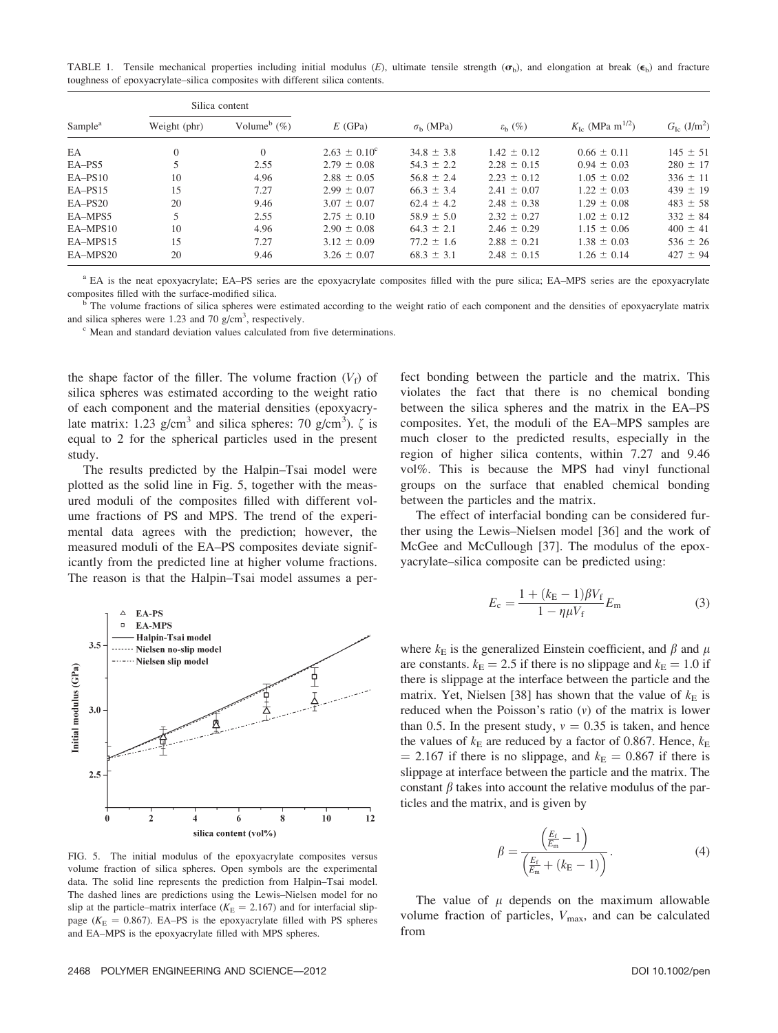TABLE 1. Tensile mechanical properties including initial modulus ($E$), ultimate tensile strength ($\sigma_b$), and elongation at break ($\epsilon_b$) and fracture toughness of epoxyacrylate–silica composites with different silica contents.

| Sample[a] | Silica content | | $E$ (GPa) | $\sigma_b$ (MPa) | $\varepsilon_b$ (%) | $K_{Ic}$ (MPa m$^{1/2}$) | $G_{Ic}$ (J/m$^2$) |
|---|---|---|---|---|---|---|---|
| | Weight (phr) | Volume[b] (%) | | | | | |
| EA | 0 | 0 | 2.63 ± 0.10[c] | 34.8 ± 3.8 | 1.42 ± 0.12 | 0.66 ± 0.11 | 145 ± 51 |
| EA–PS5 | 5 | 2.55 | 2.79 ± 0.08 | 54.3 ± 2.2 | 2.28 ± 0.15 | 0.94 ± 0.03 | 280 ± 17 |
| EA–PS10 | 10 | 4.96 | 2.88 ± 0.05 | 56.8 ± 2.4 | 2.23 ± 0.12 | 1.05 ± 0.02 | 336 ± 11 |
| EA–PS15 | 15 | 7.27 | 2.99 ± 0.07 | 66.3 ± 3.4 | 2.41 ± 0.07 | 1.22 ± 0.03 | 439 ± 19 |
| EA–PS20 | 20 | 9.46 | 3.07 ± 0.07 | 62.4 ± 4.2 | 2.48 ± 0.38 | 1.29 ± 0.08 | 483 ± 58 |
| EA–MPS5 | 5 | 2.55 | 2.75 ± 0.10 | 58.9 ± 5.0 | 2.32 ± 0.27 | 1.02 ± 0.12 | 332 ± 84 |
| EA–MPS10 | 10 | 4.96 | 2.90 ± 0.08 | 64.3 ± 2.1 | 2.46 ± 0.29 | 1.15 ± 0.06 | 400 ± 41 |
| EA–MPS15 | 15 | 7.27 | 3.12 ± 0.09 | 77.2 ± 1.6 | 2.88 ± 0.21 | 1.38 ± 0.03 | 536 ± 26 |
| EA–MPS20 | 20 | 9.46 | 3.26 ± 0.07 | 68.3 ± 3.1 | 2.48 ± 0.15 | 1.26 ± 0.14 | 427 ± 94 |

[a] EA is the neat epoxyacrylate; EA–PS series are the epoxyacrylate composites filled with the pure silica; EA–MPS series are the epoxyacrylate composites filled with the surface-modified silica.

[b] The volume fractions of silica spheres were estimated according to the weight ratio of each component and the densities of epoxyacrylate matrix and silica spheres were 1.23 and 70 g/cm$^3$, respectively.

[c] Mean and standard deviation values calculated from five determinations.

the shape factor of the filler. The volume fraction ($V_f$) of silica spheres was estimated according to the weight ratio of each component and the material densities (epoxyacrylate matrix: 1.23 g/cm$^3$ and silica spheres: 70 g/cm$^3$). $\zeta$ is equal to 2 for the spherical particles used in the present study.

The results predicted by the Halpin–Tsai model were plotted as the solid line in Fig. 5, together with the measured moduli of the composites filled with different volume fractions of PS and MPS. The trend of the experimental data agrees with the prediction; however, the measured moduli of the EA–PS composites deviate significantly from the predicted line at higher volume fractions. The reason is that the Halpin–Tsai model assumes a perfect bonding between the particle and the matrix. This violates the fact that there is no chemical bonding between the silica spheres and the matrix in the EA–PS composites. Yet, the moduli of the EA–MPS samples are much closer to the predicted results, especially in the region of higher silica contents, within 7.27 and 9.46 vol%. This is because the MPS had vinyl functional groups on the surface that enabled chemical bonding between the particles and the matrix.

FIG. 5. The initial modulus of the epoxyacrylate composites versus volume fraction of silica spheres. Open symbols are the experimental data. The solid line represents the prediction from Halpin–Tsai model. The dashed lines are predictions using the Lewis–Nielsen model for no slip at the particle–matrix interface ($K_E = 2.167$) and for interfacial slippage ($K_E = 0.867$). EA–PS is the epoxyacrylate filled with PS spheres and EA–MPS is the epoxyacrylate filled with MPS spheres.

The effect of interfacial bonding can be considered further using the Lewis–Nielsen model [36] and the work of McGee and McCullough [37]. The modulus of the epoxyacrylate–silica composite can be predicted using:

$$E_c = \frac{1 + (k_E - 1)\beta V_f}{1 - \eta\mu V_f} E_m \tag{3}$$

where $k_E$ is the generalized Einstein coefficient, and $\beta$ and $\mu$ are constants. $k_E = 2.5$ if there is no slippage and $k_E = 1.0$ if there is slippage at the interface between the particle and the matrix. Yet, Nielsen [38] has shown that the value of $k_E$ is reduced when the Poisson's ratio ($v$) of the matrix is lower than 0.5. In the present study, $v = 0.35$ is taken, and hence the values of $k_E$ are reduced by a factor of 0.867. Hence, $k_E = 2.167$ if there is no slippage, and $k_E = 0.867$ if there is slippage at interface between the particle and the matrix. The constant $\beta$ takes into account the relative modulus of the particles and the matrix, and is given by

$$\beta = \frac{\left(\frac{E_f}{E_m} - 1\right)}{\left(\frac{E_f}{E_m} + (k_E - 1)\right)}. \tag{4}$$

The value of $\mu$ depends on the maximum allowable volume fraction of particles, $V_{max}$, and can be calculated from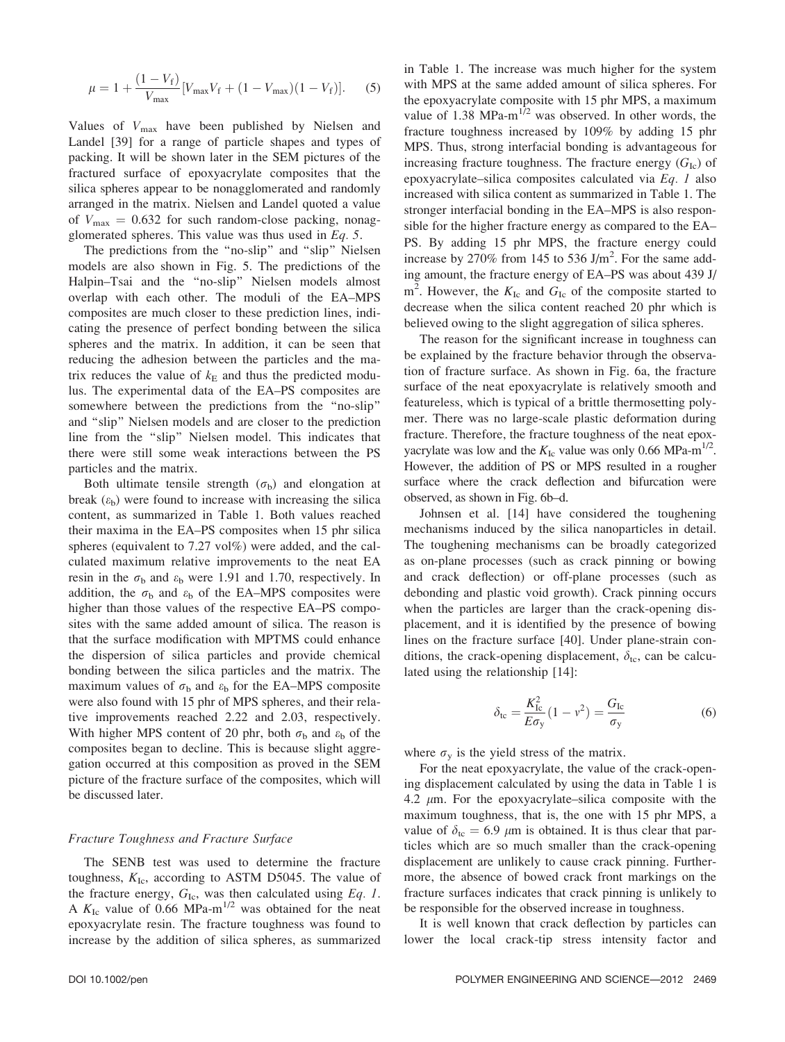$$\mu = 1 + \frac{(1 - V_f)}{V_{max}}[V_{max}V_f + (1 - V_{max})(1 - V_f)]. \quad (5)$$

Values of $V_{max}$ have been published by Nielsen and Landel [39] for a range of particle shapes and types of packing. It will be shown later in the SEM pictures of the fractured surface of epoxyacrylate composites that the silica spheres appear to be nonagglomerated and randomly arranged in the matrix. Nielsen and Landel quoted a value of $V_{max} = 0.632$ for such random-close packing, nonagglomerated spheres. This value was thus used in *Eq. 5*.

The predictions from the "no-slip" and "slip" Nielsen models are also shown in Fig. 5. The predictions of the Halpin–Tsai and the "no-slip" Nielsen models almost overlap with each other. The moduli of the EA–MPS composites are much closer to these prediction lines, indicating the presence of perfect bonding between the silica spheres and the matrix. In addition, it can be seen that reducing the adhesion between the particles and the matrix reduces the value of $k_E$ and thus the predicted modulus. The experimental data of the EA–PS composites are somewhere between the predictions from the "no-slip" and "slip" Nielsen models and are closer to the prediction line from the "slip" Nielsen model. This indicates that there were still some weak interactions between the PS particles and the matrix.

Both ultimate tensile strength ($\sigma_b$) and elongation at break ($\varepsilon_b$) were found to increase with increasing the silica content, as summarized in Table 1. Both values reached their maxima in the EA–PS composites when 15 phr silica spheres (equivalent to 7.27 vol%) were added, and the calculated maximum relative improvements to the neat EA resin in the $\sigma_b$ and $\varepsilon_b$ were 1.91 and 1.70, respectively. In addition, the $\sigma_b$ and $\varepsilon_b$ of the EA–MPS composites were higher than those values of the respective EA–PS composites with the same added amount of silica. The reason is that the surface modification with MPTMS could enhance the dispersion of silica particles and provide chemical bonding between the silica particles and the matrix. The maximum values of $\sigma_b$ and $\varepsilon_b$ for the EA–MPS composite were also found with 15 phr of MPS spheres, and their relative improvements reached 2.22 and 2.03, respectively. With higher MPS content of 20 phr, both $\sigma_b$ and $\varepsilon_b$ of the composites began to decline. This is because slight aggregation occurred at this composition as proved in the SEM picture of the fracture surface of the composites, which will be discussed later.

### *Fracture Toughness and Fracture Surface*

The SENB test was used to determine the fracture toughness, $K_{Ic}$, according to ASTM D5045. The value of the fracture energy, $G_{Ic}$, was then calculated using *Eq. 1*. A $K_{Ic}$ value of 0.66 MPa-m$^{1/2}$ was obtained for the neat epoxyacrylate resin. The fracture toughness was found to increase by the addition of silica spheres, as summarized in Table 1. The increase was much higher for the system with MPS at the same added amount of silica spheres. For the epoxyacrylate composite with 15 phr MPS, a maximum value of 1.38 MPa-m$^{1/2}$ was observed. In other words, the fracture toughness increased by 109% by adding 15 phr MPS. Thus, strong interfacial bonding is advantageous for increasing fracture toughness. The fracture energy ($G_{Ic}$) of epoxyacrylate–silica composites calculated via *Eq. 1* also increased with silica content as summarized in Table 1. The stronger interfacial bonding in the EA–MPS is also responsible for the higher fracture energy as compared to the EA–PS. By adding 15 phr MPS, the fracture energy could increase by 270% from 145 to 536 J/m$^2$. For the same adding amount, the fracture energy of EA–PS was about 439 J/m$^2$. However, the $K_{Ic}$ and $G_{Ic}$ of the composite started to decrease when the silica content reached 20 phr which is believed owing to the slight aggregation of silica spheres.

The reason for the significant increase in toughness can be explained by the fracture behavior through the observation of fracture surface. As shown in Fig. 6a, the fracture surface of the neat epoxyacrylate is relatively smooth and featureless, which is typical of a brittle thermosetting polymer. There was no large-scale plastic deformation during fracture. Therefore, the fracture toughness of the neat epoxyacrylate was low and the $K_{Ic}$ value was only 0.66 MPa-m$^{1/2}$. However, the addition of PS or MPS resulted in a rougher surface where the crack deflection and bifurcation were observed, as shown in Fig. 6b–d.

Johnsen et al. [14] have considered the toughening mechanisms induced by the silica nanoparticles in detail. The toughening mechanisms can be broadly categorized as on-plane processes (such as crack pinning or bowing and crack deflection) or off-plane processes (such as debonding and plastic void growth). Crack pinning occurs when the particles are larger than the crack-opening displacement, and it is identified by the presence of bowing lines on the fracture surface [40]. Under plane-strain conditions, the crack-opening displacement, $\delta_{tc}$, can be calculated using the relationship [14]:

$$\delta_{tc} = \frac{K_{Ic}^2}{E\sigma_y}(1 - \nu^2) = \frac{G_{Ic}}{\sigma_y} \quad (6)$$

where $\sigma_y$ is the yield stress of the matrix.

For the neat epoxyacrylate, the value of the crack-opening displacement calculated by using the data in Table 1 is 4.2 $\mu$m. For the epoxyacrylate–silica composite with the maximum toughness, that is, the one with 15 phr MPS, a value of $\delta_{tc} = 6.9$ $\mu$m is obtained. It is thus clear that particles which are so much smaller than the crack-opening displacement are unlikely to cause crack pinning. Furthermore, the absence of bowed crack front markings on the fracture surfaces indicates that crack pinning is unlikely to be responsible for the observed increase in toughness.

It is well known that crack deflection by particles can lower the local crack-tip stress intensity factor and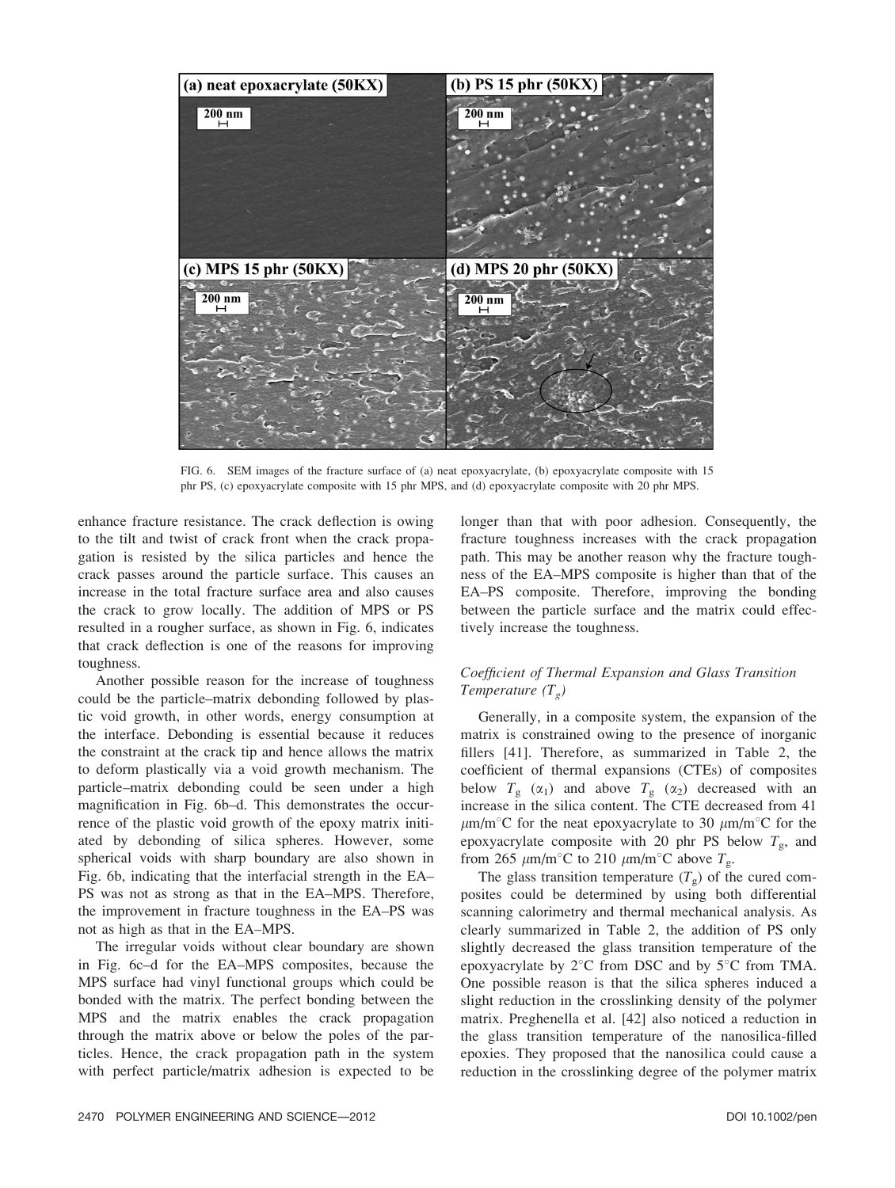(a) neat epoxacrylate (50KX)

200 nm

(b) PS 15 phr (50KX)

200 nm

(c) MPS 15 phr (50KX)

200 nm

(d) MPS 20 phr (50KX)

200 nm

FIG. 6. SEM images of the fracture surface of (a) neat epoxyacrylate, (b) epoxyacrylate composite with 15 phr PS, (c) epoxyacrylate composite with 15 phr MPS, and (d) epoxyacrylate composite with 20 phr MPS.

enhance fracture resistance. The crack deflection is owing to the tilt and twist of crack front when the crack propagation is resisted by the silica particles and hence the crack passes around the particle surface. This causes an increase in the total fracture surface area and also causes the crack to grow locally. The addition of MPS or PS resulted in a rougher surface, as shown in Fig. 6, indicates that crack deflection is one of the reasons for improving toughness.

Another possible reason for the increase of toughness could be the particle–matrix debonding followed by plastic void growth, in other words, energy consumption at the interface. Debonding is essential because it reduces the constraint at the crack tip and hence allows the matrix to deform plastically via a void growth mechanism. The particle–matrix debonding could be seen under a high magnification in Fig. 6b–d. This demonstrates the occurrence of the plastic void growth of the epoxy matrix initiated by debonding of silica spheres. However, some spherical voids with sharp boundary are also shown in Fig. 6b, indicating that the interfacial strength in the EA–PS was not as strong as that in the EA–MPS. Therefore, the improvement in fracture toughness in the EA–PS was not as high as that in the EA–MPS.

The irregular voids without clear boundary are shown in Fig. 6c–d for the EA–MPS composites, because the MPS surface had vinyl functional groups which could be bonded with the matrix. The perfect bonding between the MPS and the matrix enables the crack propagation through the matrix above or below the poles of the particles. Hence, the crack propagation path in the system with perfect particle/matrix adhesion is expected to be longer than that with poor adhesion. Consequently, the fracture toughness increases with the crack propagation path. This may be another reason why the fracture toughness of the EA–MPS composite is higher than that of the EA–PS composite. Therefore, improving the bonding between the particle surface and the matrix could effectively increase the toughness.

### *Coefficient of Thermal Expansion and Glass Transition Temperature ($T_g$)*

Generally, in a composite system, the expansion of the matrix is constrained owing to the presence of inorganic fillers [41]. Therefore, as summarized in Table 2, the coefficient of thermal expansions (CTEs) of composites below $T_g$ ($\alpha_1$) and above $T_g$ ($\alpha_2$) decreased with an increase in the silica content. The CTE decreased from 41 $\mu$m/m°C for the neat epoxyacrylate to 30 $\mu$m/m°C for the epoxyacrylate composite with 20 phr PS below $T_g$, and from 265 $\mu$m/m°C to 210 $\mu$m/m°C above $T_g$.

The glass transition temperature ($T_g$) of the cured composites could be determined by using both differential scanning calorimetry and thermal mechanical analysis. As clearly summarized in Table 2, the addition of PS only slightly decreased the glass transition temperature of the epoxyacrylate by 2°C from DSC and by 5°C from TMA. One possible reason is that the silica spheres induced a slight reduction in the crosslinking density of the polymer matrix. Preghenella et al. [42] also noticed a reduction in the glass transition temperature of the nanosilica-filled epoxies. They proposed that the nanosilica could cause a reduction in the crosslinking degree of the polymer matrix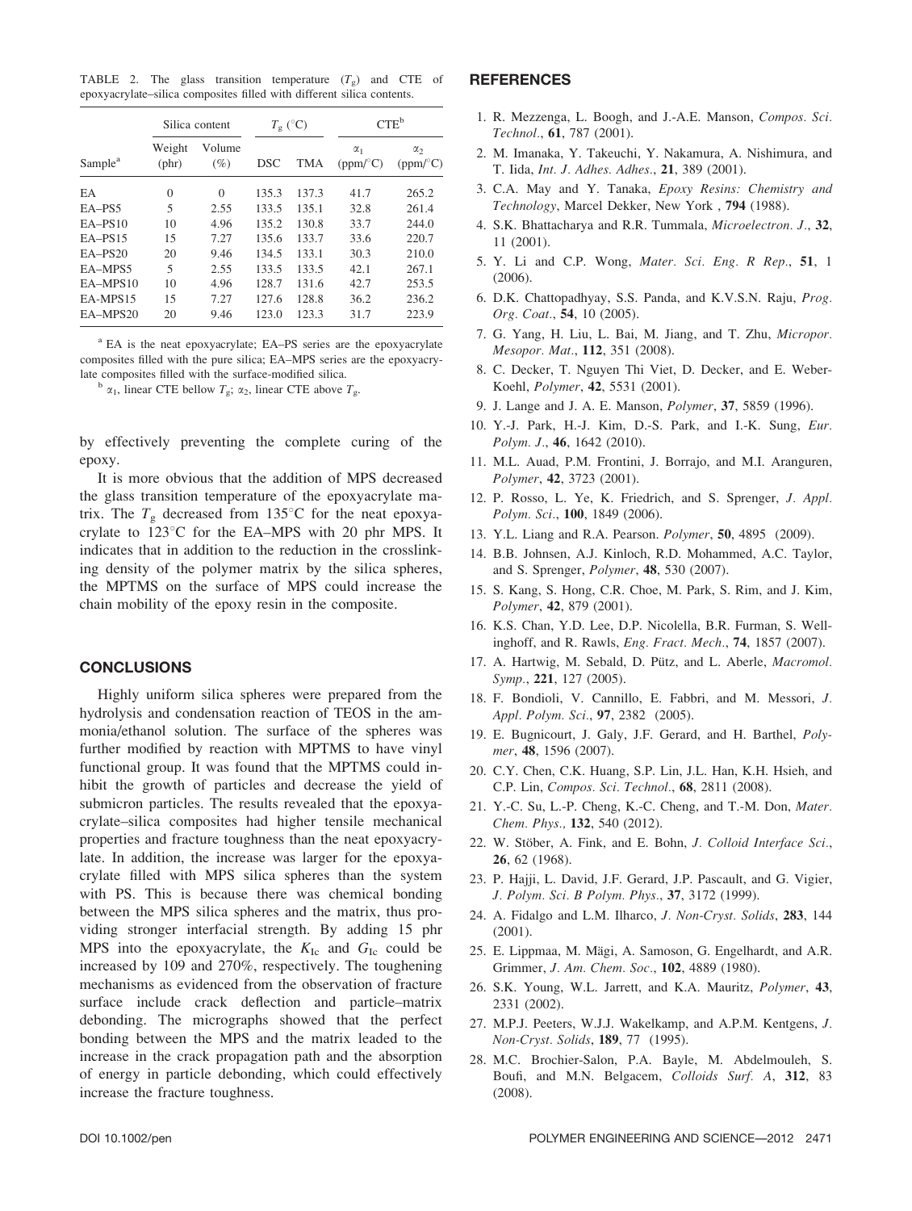TABLE 2. The glass transition temperature ($T_g$) and CTE of epoxyacrylate–silica composites filled with different silica contents.

| Sample[a] | Silica content | | $T_g$ (°C) | | CTE[b] | |
|---|---|---|---|---|---|---|
| | Weight (phr) | Volume (%) | DSC | TMA | $\alpha_1$ (ppm/°C) | $\alpha_2$ (ppm/°C) |
| EA | 0 | 0 | 135.3 | 137.3 | 41.7 | 265.2 |
| EA–PS5 | 5 | 2.55 | 133.5 | 135.1 | 32.8 | 261.4 |
| EA–PS10 | 10 | 4.96 | 135.2 | 130.8 | 33.7 | 244.0 |
| EA–PS15 | 15 | 7.27 | 135.6 | 133.7 | 33.6 | 220.7 |
| EA–PS20 | 20 | 9.46 | 134.5 | 133.1 | 30.3 | 210.0 |
| EA–MPS5 | 5 | 2.55 | 133.5 | 133.5 | 42.1 | 267.1 |
| EA–MPS10 | 10 | 4.96 | 128.7 | 131.6 | 42.7 | 253.5 |
| EA-MPS15 | 15 | 7.27 | 127.6 | 128.8 | 36.2 | 236.2 |
| EA–MPS20 | 20 | 9.46 | 123.0 | 123.3 | 31.7 | 223.9 |

[a] EA is the neat epoxyacrylate; EA–PS series are the epoxyacrylate composites filled with the pure silica; EA–MPS series are the epoxyacrylate composites filled with the surface-modified silica.

[b] $\alpha_1$, linear CTE bellow $T_g$; $\alpha_2$, linear CTE above $T_g$.

by effectively preventing the complete curing of the epoxy.

It is more obvious that the addition of MPS decreased the glass transition temperature of the epoxyacrylate matrix. The $T_g$ decreased from 135°C for the neat epoxyacrylate to 123°C for the EA–MPS with 20 phr MPS. It indicates that in addition to the reduction in the crosslinking density of the polymer matrix by the silica spheres, the MPTMS on the surface of MPS could increase the chain mobility of the epoxy resin in the composite.

## CONCLUSIONS

Highly uniform silica spheres were prepared from the hydrolysis and condensation reaction of TEOS in the ammonia/ethanol solution. The surface of the spheres was further modified by reaction with MPTMS to have vinyl functional group. It was found that the MPTMS could inhibit the growth of particles and decrease the yield of submicron particles. The results revealed that the epoxyacrylate–silica composites had higher tensile mechanical properties and fracture toughness than the neat epoxyacrylate. In addition, the increase was larger for the epoxyacrylate filled with MPS silica spheres than the system with PS. This is because there was chemical bonding between the MPS silica spheres and the matrix, thus providing stronger interfacial strength. By adding 15 phr MPS into the epoxyacrylate, the $K_{Ic}$ and $G_{Ic}$ could be increased by 109 and 270%, respectively. The toughening mechanisms as evidenced from the observation of fracture surface include crack deflection and particle–matrix debonding. The micrographs showed that the perfect bonding between the MPS and the matrix leaded to the increase in the crack propagation path and the absorption of energy in particle debonding, which could effectively increase the fracture toughness.

## REFERENCES

1. R. Mezzenga, L. Boogh, and J.-A.E. Manson, *Compos. Sci. Technol.*, **61**, 787 (2001).
2. M. Imanaka, Y. Takeuchi, Y. Nakamura, A. Nishimura, and T. Iida, *Int. J. Adhes. Adhes.*, **21**, 389 (2001).
3. C.A. May and Y. Tanaka, *Epoxy Resins: Chemistry and Technology*, Marcel Dekker, New York , **794** (1988).
4. S.K. Bhattacharya and R.R. Tummala, *Microelectron. J.*, **32**, 11 (2001).
5. Y. Li and C.P. Wong, *Mater. Sci. Eng. R Rep.*, **51**, 1 (2006).
6. D.K. Chattopadhyay, S.S. Panda, and K.V.S.N. Raju, *Prog. Org. Coat.*, **54**, 10 (2005).
7. G. Yang, H. Liu, L. Bai, M. Jiang, and T. Zhu, *Micropor. Mesopor. Mat.*, **112**, 351 (2008).
8. C. Decker, T. Nguyen Thi Viet, D. Decker, and E. Weber-Koehl, *Polymer*, **42**, 5531 (2001).
9. J. Lange and J. A. E. Manson, *Polymer*, **37**, 5859 (1996).
10. Y.-J. Park, H.-J. Kim, D.-S. Park, and I.-K. Sung, *Eur. Polym. J.*, **46**, 1642 (2010).
11. M.L. Auad, P.M. Frontini, J. Borrajo, and M.I. Aranguren, *Polymer*, **42**, 3723 (2001).
12. P. Rosso, L. Ye, K. Friedrich, and S. Sprenger, *J. Appl. Polym. Sci.*, **100**, 1849 (2006).
13. Y.L. Liang and R.A. Pearson. *Polymer*, **50**, 4895 (2009).
14. B.B. Johnsen, A.J. Kinloch, R.D. Mohammed, A.C. Taylor, and S. Sprenger, *Polymer*, **48**, 530 (2007).
15. S. Kang, S. Hong, C.R. Choe, M. Park, S. Rim, and J. Kim, *Polymer*, **42**, 879 (2001).
16. K.S. Chan, Y.D. Lee, D.P. Nicolella, B.R. Furman, S. Wellinghoff, and R. Rawls, *Eng. Fract. Mech.*, **74**, 1857 (2007).
17. A. Hartwig, M. Sebald, D. Pütz, and L. Aberle, *Macromol. Symp.*, **221**, 127 (2005).
18. F. Bondioli, V. Cannillo, E. Fabbri, and M. Messori, *J. Appl. Polym. Sci.*, **97**, 2382 (2005).
19. E. Bugnicourt, J. Galy, J.F. Gerard, and H. Barthel, *Polymer*, **48**, 1596 (2007).
20. C.Y. Chen, C.K. Huang, S.P. Lin, J.L. Han, K.H. Hsieh, and C.P. Lin, *Compos. Sci. Technol.*, **68**, 2811 (2008).
21. Y.-C. Su, L.-P. Cheng, K.-C. Cheng, and T.-M. Don, *Mater. Chem. Phys.*, **132**, 540 (2012).
22. W. Stöber, A. Fink, and E. Bohn, *J. Colloid Interface Sci.*, **26**, 62 (1968).
23. P. Hajji, L. David, J.F. Gerard, J.P. Pascault, and G. Vigier, *J. Polym. Sci. B Polym. Phys.*, **37**, 3172 (1999).
24. A. Fidalgo and L.M. Ilharco, *J. Non-Cryst. Solids*, **283**, 144 (2001).
25. E. Lippmaa, M. Mägi, A. Samoson, G. Engelhardt, and A.R. Grimmer, *J. Am. Chem. Soc.*, **102**, 4889 (1980).
26. S.K. Young, W.L. Jarrett, and K.A. Mauritz, *Polymer*, **43**, 2331 (2002).
27. M.P.J. Peeters, W.J.J. Wakelkamp, and A.P.M. Kentgens, *J. Non-Cryst. Solids*, **189**, 77 (1995).
28. M.C. Brochier-Salon, P.A. Bayle, M. Abdelmouleh, S. Boufi, and M.N. Belgacem, *Colloids Surf. A*, **312**, 83 (2008).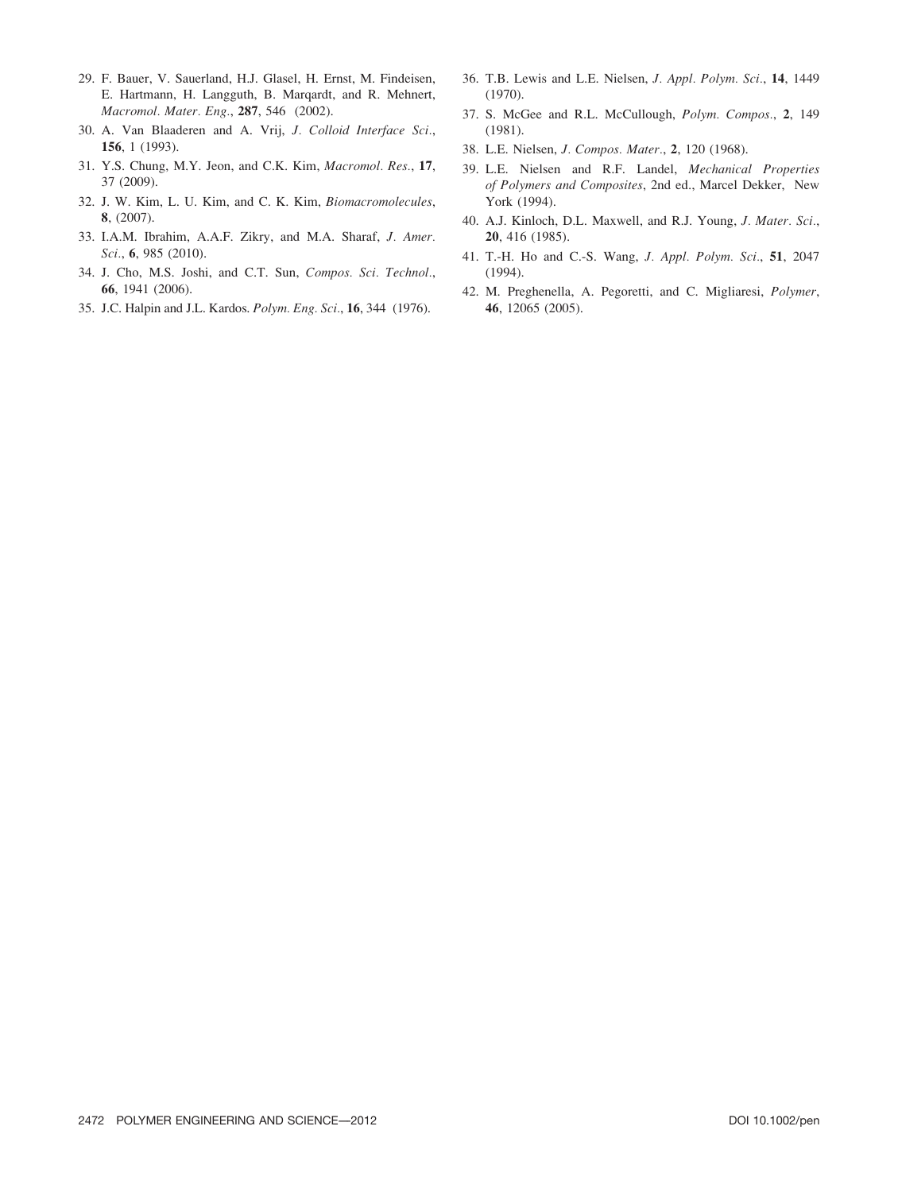29. F. Bauer, V. Sauerland, H.J. Glasel, H. Ernst, M. Findeisen, E. Hartmann, H. Langguth, B. Marqardt, and R. Mehnert, *Macromol. Mater. Eng.*, **287**, 546 (2002).
30. A. Van Blaaderen and A. Vrij, *J. Colloid Interface Sci.*, **156**, 1 (1993).
31. Y.S. Chung, M.Y. Jeon, and C.K. Kim, *Macromol. Res.*, **17**, 37 (2009).
32. J. W. Kim, L. U. Kim, and C. K. Kim, *Biomacromolecules*, **8**, (2007).
33. I.A.M. Ibrahim, A.A.F. Zikry, and M.A. Sharaf, *J. Amer. Sci.*, **6**, 985 (2010).
34. J. Cho, M.S. Joshi, and C.T. Sun, *Compos. Sci. Technol.*, **66**, 1941 (2006).
35. J.C. Halpin and J.L. Kardos. *Polym. Eng. Sci.*, **16**, 344 (1976).
36. T.B. Lewis and L.E. Nielsen, *J. Appl. Polym. Sci.*, **14**, 1449 (1970).
37. S. McGee and R.L. McCullough, *Polym. Compos.*, **2**, 149 (1981).
38. L.E. Nielsen, *J. Compos. Mater.*, **2**, 120 (1968).
39. L.E. Nielsen and R.F. Landel, *Mechanical Properties of Polymers and Composites*, 2nd ed., Marcel Dekker, New York (1994).
40. A.J. Kinloch, D.L. Maxwell, and R.J. Young, *J. Mater. Sci.*, **20**, 416 (1985).
41. T.-H. Ho and C.-S. Wang, *J. Appl. Polym. Sci.*, **51**, 2047 (1994).
42. M. Preghenella, A. Pegoretti, and C. Migliaresi, *Polymer*, **46**, 12065 (2005).